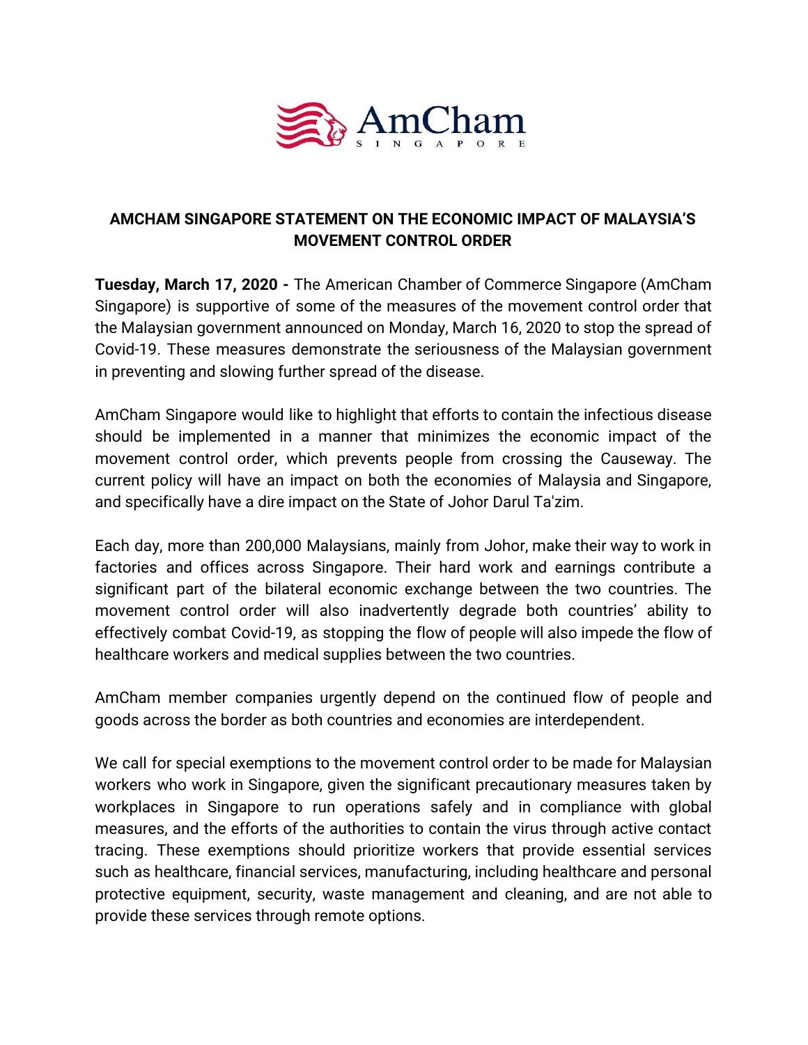AmCham SINGAPORE

## AMCHAM SINGAPORE STATEMENT ON THE ECONOMIC IMPACT OF MALAYSIA'S MOVEMENT CONTROL ORDER

**Tuesday, March 17, 2020 -** The American Chamber of Commerce Singapore (AmCham Singapore) is supportive of some of the measures of the movement control order that the Malaysian government announced on Monday, March 16, 2020 to stop the spread of Covid-19. These measures demonstrate the seriousness of the Malaysian government in preventing and slowing further spread of the disease.

AmCham Singapore would like to highlight that efforts to contain the infectious disease should be implemented in a manner that minimizes the economic impact of the movement control order, which prevents people from crossing the Causeway. The current policy will have an impact on both the economies of Malaysia and Singapore, and specifically have a dire impact on the State of Johor Darul Ta'zim.

Each day, more than 200,000 Malaysians, mainly from Johor, make their way to work in factories and offices across Singapore. Their hard work and earnings contribute a significant part of the bilateral economic exchange between the two countries. The movement control order will also inadvertently degrade both countries' ability to effectively combat Covid-19, as stopping the flow of people will also impede the flow of healthcare workers and medical supplies between the two countries.

AmCham member companies urgently depend on the continued flow of people and goods across the border as both countries and economies are interdependent.

We call for special exemptions to the movement control order to be made for Malaysian workers who work in Singapore, given the significant precautionary measures taken by workplaces in Singapore to run operations safely and in compliance with global measures, and the efforts of the authorities to contain the virus through active contact tracing. These exemptions should prioritize workers that provide essential services such as healthcare, financial services, manufacturing, including healthcare and personal protective equipment, security, waste management and cleaning, and are not able to provide these services through remote options.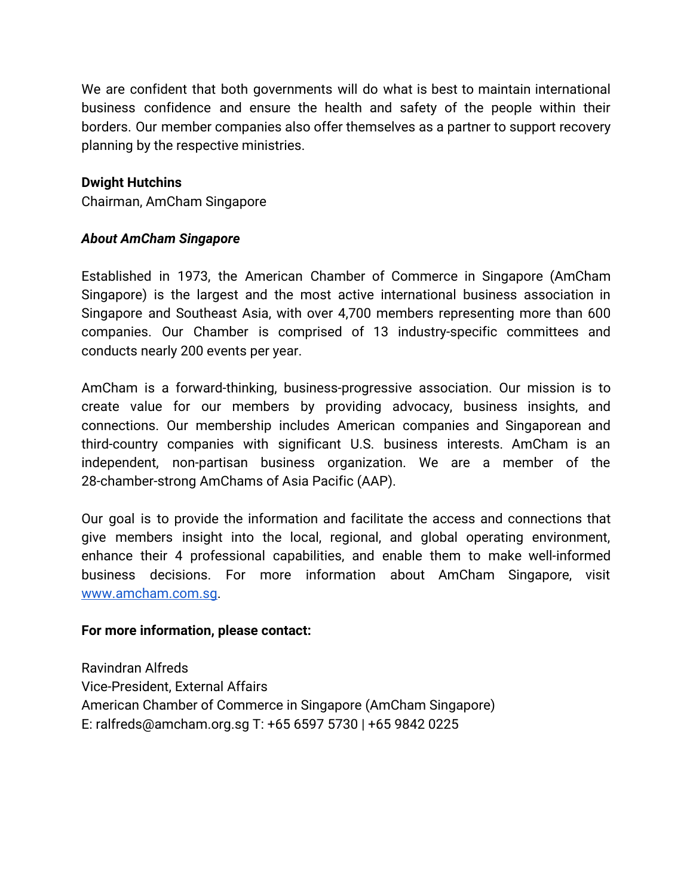We are confident that both governments will do what is best to maintain international business confidence and ensure the health and safety of the people within their borders. Our member companies also offer themselves as a partner to support recovery planning by the respective ministries.

**Dwight Hutchins**
Chairman, AmCham Singapore

***About AmCham Singapore***

Established in 1973, the American Chamber of Commerce in Singapore (AmCham Singapore) is the largest and the most active international business association in Singapore and Southeast Asia, with over 4,700 members representing more than 600 companies. Our Chamber is comprised of 13 industry-specific committees and conducts nearly 200 events per year.

AmCham is a forward-thinking, business-progressive association. Our mission is to create value for our members by providing advocacy, business insights, and connections. Our membership includes American companies and Singaporean and third-country companies with significant U.S. business interests. AmCham is an independent, non-partisan business organization. We are a member of the 28-chamber-strong AmChams of Asia Pacific (AAP).

Our goal is to provide the information and facilitate the access and connections that give members insight into the local, regional, and global operating environment, enhance their 4 professional capabilities, and enable them to make well-informed business decisions. For more information about AmCham Singapore, visit [www.amcham.com.sg](http://www.amcham.com.sg).

**For more information, please contact:**

Ravindran Alfreds
Vice-President, External Affairs
American Chamber of Commerce in Singapore (AmCham Singapore)
E: ralfreds@amcham.org.sg T: +65 6597 5730 | +65 9842 0225